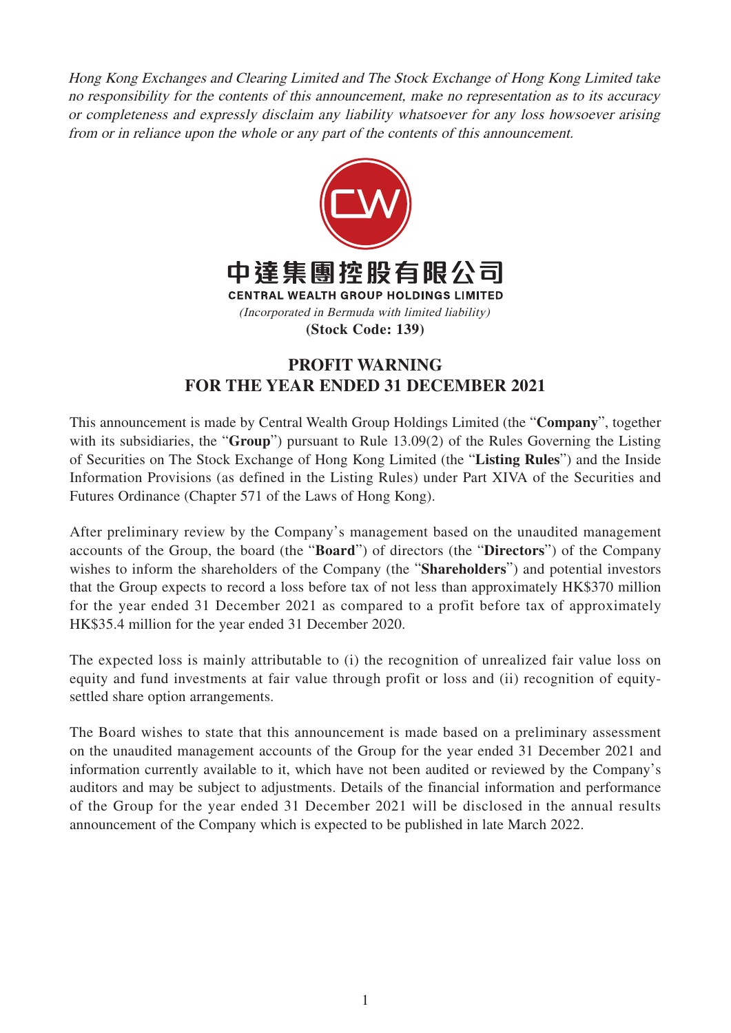*Hong Kong Exchanges and Clearing Limited and The Stock Exchange of Hong Kong Limited take no responsibility for the contents of this announcement, make no representation as to its accuracy or completeness and expressly disclaim any liability whatsoever for any loss howsoever arising from or in reliance upon the whole or any part of the contents of this announcement.*

**中達集團控股有限公司**

**CENTRAL WEALTH GROUP HOLDINGS LIMITED**

*(Incorporated in Bermuda with limited liability)*

**(Stock Code: 139)**

# PROFIT WARNING
# FOR THE YEAR ENDED 31 DECEMBER 2021

This announcement is made by Central Wealth Group Holdings Limited (the "**Company**", together with its subsidiaries, the "**Group**") pursuant to Rule 13.09(2) of the Rules Governing the Listing of Securities on The Stock Exchange of Hong Kong Limited (the "**Listing Rules**") and the Inside Information Provisions (as defined in the Listing Rules) under Part XIVA of the Securities and Futures Ordinance (Chapter 571 of the Laws of Hong Kong).

After preliminary review by the Company's management based on the unaudited management accounts of the Group, the board (the "**Board**") of directors (the "**Directors**") of the Company wishes to inform the shareholders of the Company (the "**Shareholders**") and potential investors that the Group expects to record a loss before tax of not less than approximately HK$370 million for the year ended 31 December 2021 as compared to a profit before tax of approximately HK$35.4 million for the year ended 31 December 2020.

The expected loss is mainly attributable to (i) the recognition of unrealized fair value loss on equity and fund investments at fair value through profit or loss and (ii) recognition of equity-settled share option arrangements.

The Board wishes to state that this announcement is made based on a preliminary assessment on the unaudited management accounts of the Group for the year ended 31 December 2021 and information currently available to it, which have not been audited or reviewed by the Company's auditors and may be subject to adjustments. Details of the financial information and performance of the Group for the year ended 31 December 2021 will be disclosed in the annual results announcement of the Company which is expected to be published in late March 2022.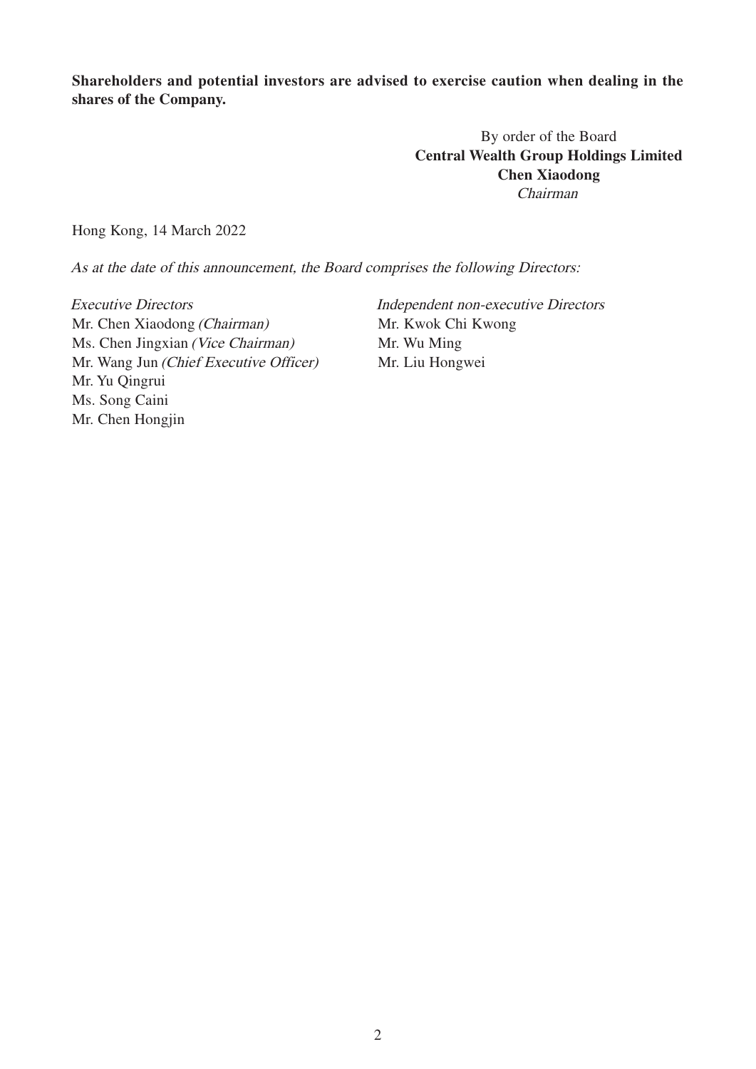**Shareholders and potential investors are advised to exercise caution when dealing in the shares of the Company.**

By order of the Board
**Central Wealth Group Holdings Limited**
**Chen Xiaodong**
*Chairman*

Hong Kong, 14 March 2022

*As at the date of this announcement, the Board comprises the following Directors:*

*Executive Directors*
Mr. Chen Xiaodong *(Chairman)*
Ms. Chen Jingxian *(Vice Chairman)*
Mr. Wang Jun *(Chief Executive Officer)*
Mr. Yu Qingrui
Ms. Song Caini
Mr. Chen Hongjin

*Independent non-executive Directors*
Mr. Kwok Chi Kwong
Mr. Wu Ming
Mr. Liu Hongwei